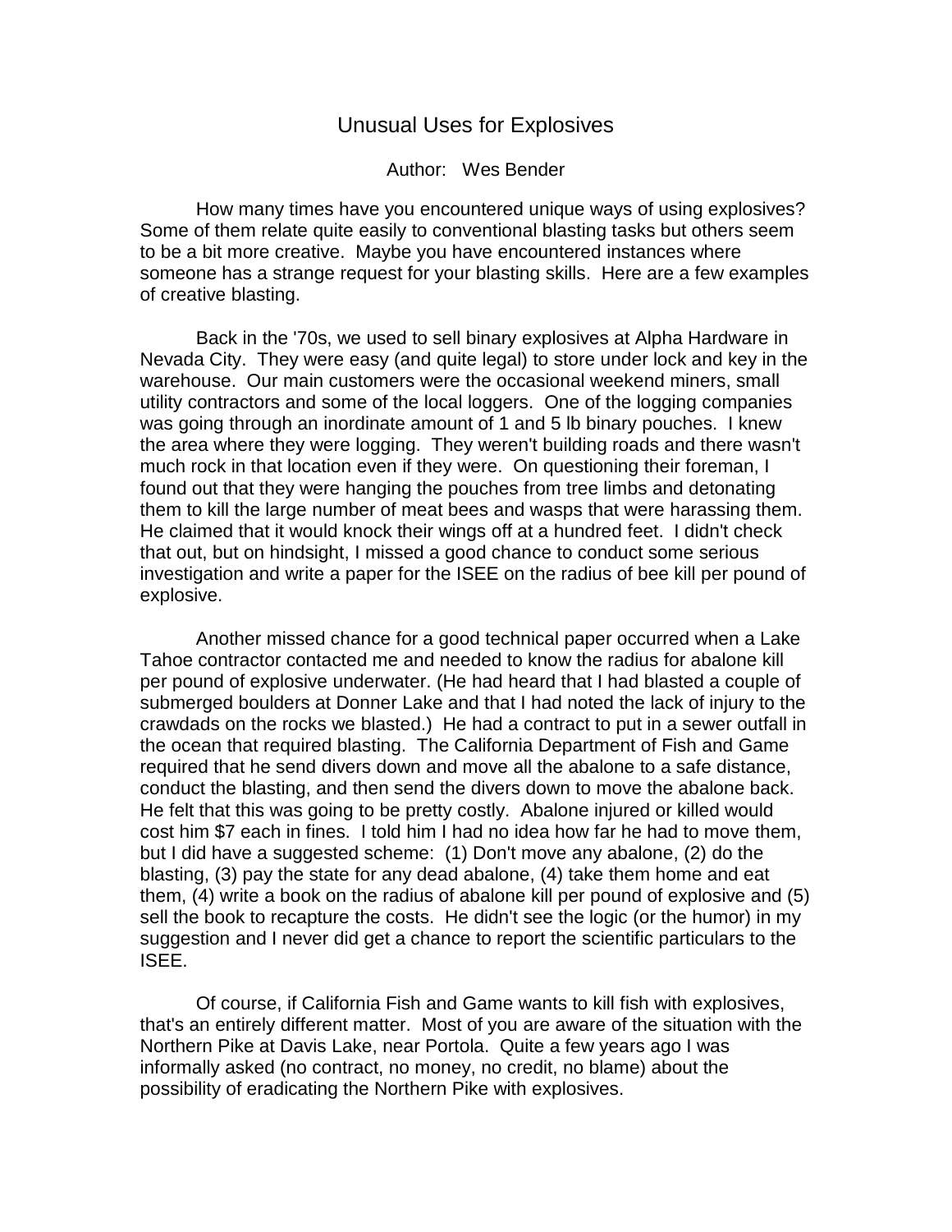# Unusual Uses for Explosives

Author: Wes Bender

How many times have you encountered unique ways of using explosives? Some of them relate quite easily to conventional blasting tasks but others seem to be a bit more creative. Maybe you have encountered instances where someone has a strange request for your blasting skills. Here are a few examples of creative blasting.

Back in the '70s, we used to sell binary explosives at Alpha Hardware in Nevada City. They were easy (and quite legal) to store under lock and key in the warehouse. Our main customers were the occasional weekend miners, small utility contractors and some of the local loggers. One of the logging companies was going through an inordinate amount of 1 and 5 lb binary pouches. I knew the area where they were logging. They weren't building roads and there wasn't much rock in that location even if they were. On questioning their foreman, I found out that they were hanging the pouches from tree limbs and detonating them to kill the large number of meat bees and wasps that were harassing them. He claimed that it would knock their wings off at a hundred feet. I didn't check that out, but on hindsight, I missed a good chance to conduct some serious investigation and write a paper for the ISEE on the radius of bee kill per pound of explosive.

Another missed chance for a good technical paper occurred when a Lake Tahoe contractor contacted me and needed to know the radius for abalone kill per pound of explosive underwater. (He had heard that I had blasted a couple of submerged boulders at Donner Lake and that I had noted the lack of injury to the crawdads on the rocks we blasted.) He had a contract to put in a sewer outfall in the ocean that required blasting. The California Department of Fish and Game required that he send divers down and move all the abalone to a safe distance, conduct the blasting, and then send the divers down to move the abalone back. He felt that this was going to be pretty costly. Abalone injured or killed would cost him $7 each in fines. I told him I had no idea how far he had to move them, but I did have a suggested scheme: (1) Don't move any abalone, (2) do the blasting, (3) pay the state for any dead abalone, (4) take them home and eat them, (4) write a book on the radius of abalone kill per pound of explosive and (5) sell the book to recapture the costs. He didn't see the logic (or the humor) in my suggestion and I never did get a chance to report the scientific particulars to the ISEE.

Of course, if California Fish and Game wants to kill fish with explosives, that's an entirely different matter. Most of you are aware of the situation with the Northern Pike at Davis Lake, near Portola. Quite a few years ago I was informally asked (no contract, no money, no credit, no blame) about the possibility of eradicating the Northern Pike with explosives.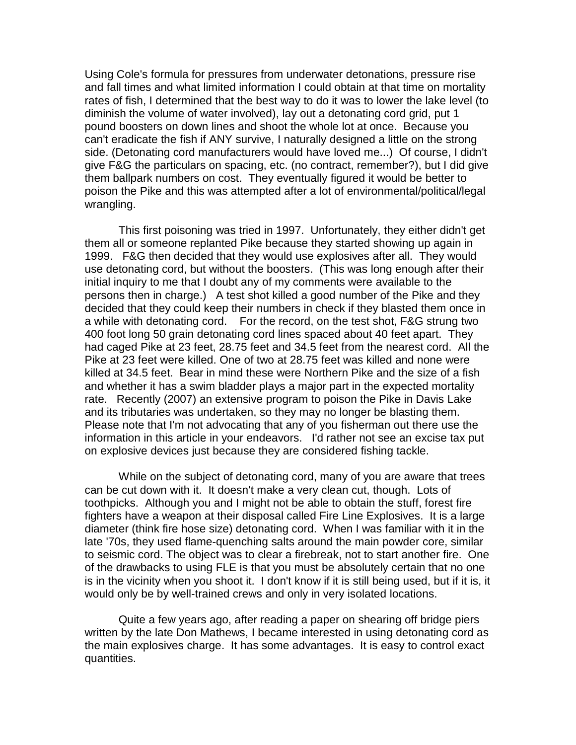Using Cole's formula for pressures from underwater detonations, pressure rise and fall times and what limited information I could obtain at that time on mortality rates of fish, I determined that the best way to do it was to lower the lake level (to diminish the volume of water involved), lay out a detonating cord grid, put 1 pound boosters on down lines and shoot the whole lot at once. Because you can't eradicate the fish if ANY survive, I naturally designed a little on the strong side. (Detonating cord manufacturers would have loved me...) Of course, I didn't give F&G the particulars on spacing, etc. (no contract, remember?), but I did give them ballpark numbers on cost. They eventually figured it would be better to poison the Pike and this was attempted after a lot of environmental/political/legal wrangling.

This first poisoning was tried in 1997. Unfortunately, they either didn't get them all or someone replanted Pike because they started showing up again in 1999. F&G then decided that they would use explosives after all. They would use detonating cord, but without the boosters. (This was long enough after their initial inquiry to me that I doubt any of my comments were available to the persons then in charge.) A test shot killed a good number of the Pike and they decided that they could keep their numbers in check if they blasted them once in a while with detonating cord. For the record, on the test shot, F&G strung two 400 foot long 50 grain detonating cord lines spaced about 40 feet apart. They had caged Pike at 23 feet, 28.75 feet and 34.5 feet from the nearest cord. All the Pike at 23 feet were killed. One of two at 28.75 feet was killed and none were killed at 34.5 feet. Bear in mind these were Northern Pike and the size of a fish and whether it has a swim bladder plays a major part in the expected mortality rate. Recently (2007) an extensive program to poison the Pike in Davis Lake and its tributaries was undertaken, so they may no longer be blasting them. Please note that I'm not advocating that any of you fisherman out there use the information in this article in your endeavors. I'd rather not see an excise tax put on explosive devices just because they are considered fishing tackle.

While on the subject of detonating cord, many of you are aware that trees can be cut down with it. It doesn't make a very clean cut, though. Lots of toothpicks. Although you and I might not be able to obtain the stuff, forest fire fighters have a weapon at their disposal called Fire Line Explosives. It is a large diameter (think fire hose size) detonating cord. When I was familiar with it in the late '70s, they used flame-quenching salts around the main powder core, similar to seismic cord. The object was to clear a firebreak, not to start another fire. One of the drawbacks to using FLE is that you must be absolutely certain that no one is in the vicinity when you shoot it. I don't know if it is still being used, but if it is, it would only be by well-trained crews and only in very isolated locations.

Quite a few years ago, after reading a paper on shearing off bridge piers written by the late Don Mathews, I became interested in using detonating cord as the main explosives charge. It has some advantages. It is easy to control exact quantities.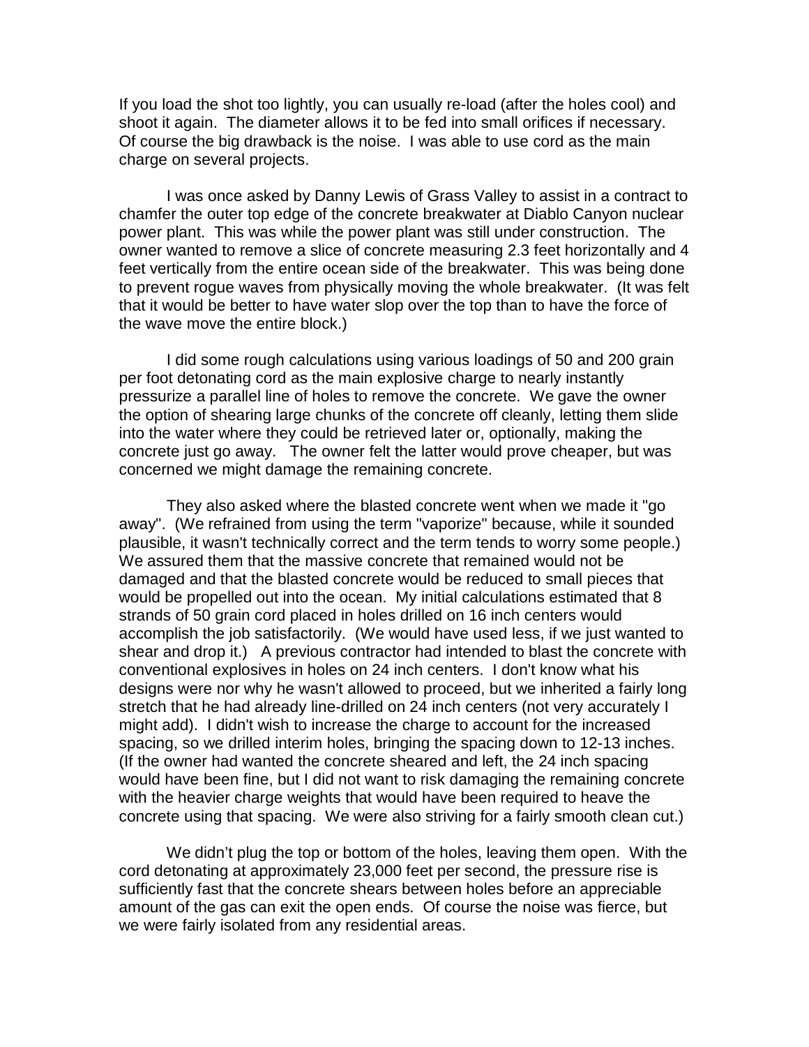If you load the shot too lightly, you can usually re-load (after the holes cool) and shoot it again. The diameter allows it to be fed into small orifices if necessary. Of course the big drawback is the noise. I was able to use cord as the main charge on several projects.

I was once asked by Danny Lewis of Grass Valley to assist in a contract to chamfer the outer top edge of the concrete breakwater at Diablo Canyon nuclear power plant. This was while the power plant was still under construction. The owner wanted to remove a slice of concrete measuring 2.3 feet horizontally and 4 feet vertically from the entire ocean side of the breakwater. This was being done to prevent rogue waves from physically moving the whole breakwater. (It was felt that it would be better to have water slop over the top than to have the force of the wave move the entire block.)

I did some rough calculations using various loadings of 50 and 200 grain per foot detonating cord as the main explosive charge to nearly instantly pressurize a parallel line of holes to remove the concrete. We gave the owner the option of shearing large chunks of the concrete off cleanly, letting them slide into the water where they could be retrieved later or, optionally, making the concrete just go away. The owner felt the latter would prove cheaper, but was concerned we might damage the remaining concrete.

They also asked where the blasted concrete went when we made it "go away". (We refrained from using the term "vaporize" because, while it sounded plausible, it wasn't technically correct and the term tends to worry some people.) We assured them that the massive concrete that remained would not be damaged and that the blasted concrete would be reduced to small pieces that would be propelled out into the ocean. My initial calculations estimated that 8 strands of 50 grain cord placed in holes drilled on 16 inch centers would accomplish the job satisfactorily. (We would have used less, if we just wanted to shear and drop it.) A previous contractor had intended to blast the concrete with conventional explosives in holes on 24 inch centers. I don't know what his designs were nor why he wasn't allowed to proceed, but we inherited a fairly long stretch that he had already line-drilled on 24 inch centers (not very accurately I might add). I didn't wish to increase the charge to account for the increased spacing, so we drilled interim holes, bringing the spacing down to 12-13 inches. (If the owner had wanted the concrete sheared and left, the 24 inch spacing would have been fine, but I did not want to risk damaging the remaining concrete with the heavier charge weights that would have been required to heave the concrete using that spacing. We were also striving for a fairly smooth clean cut.)

We didn't plug the top or bottom of the holes, leaving them open. With the cord detonating at approximately 23,000 feet per second, the pressure rise is sufficiently fast that the concrete shears between holes before an appreciable amount of the gas can exit the open ends. Of course the noise was fierce, but we were fairly isolated from any residential areas.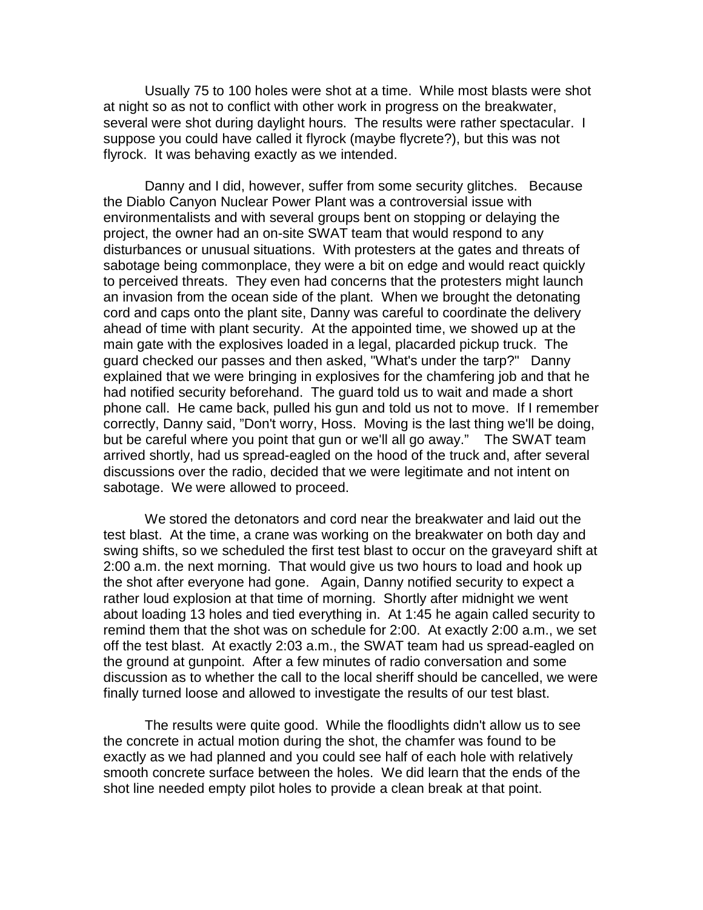Usually 75 to 100 holes were shot at a time. While most blasts were shot at night so as not to conflict with other work in progress on the breakwater, several were shot during daylight hours. The results were rather spectacular. I suppose you could have called it flyrock (maybe flycrete?), but this was not flyrock. It was behaving exactly as we intended.

Danny and I did, however, suffer from some security glitches. Because the Diablo Canyon Nuclear Power Plant was a controversial issue with environmentalists and with several groups bent on stopping or delaying the project, the owner had an on-site SWAT team that would respond to any disturbances or unusual situations. With protesters at the gates and threats of sabotage being commonplace, they were a bit on edge and would react quickly to perceived threats. They even had concerns that the protesters might launch an invasion from the ocean side of the plant. When we brought the detonating cord and caps onto the plant site, Danny was careful to coordinate the delivery ahead of time with plant security. At the appointed time, we showed up at the main gate with the explosives loaded in a legal, placarded pickup truck. The guard checked our passes and then asked, "What's under the tarp?" Danny explained that we were bringing in explosives for the chamfering job and that he had notified security beforehand. The guard told us to wait and made a short phone call. He came back, pulled his gun and told us not to move. If I remember correctly, Danny said, "Don't worry, Hoss. Moving is the last thing we'll be doing, but be careful where you point that gun or we'll all go away." The SWAT team arrived shortly, had us spread-eagled on the hood of the truck and, after several discussions over the radio, decided that we were legitimate and not intent on sabotage. We were allowed to proceed.

We stored the detonators and cord near the breakwater and laid out the test blast. At the time, a crane was working on the breakwater on both day and swing shifts, so we scheduled the first test blast to occur on the graveyard shift at 2:00 a.m. the next morning. That would give us two hours to load and hook up the shot after everyone had gone. Again, Danny notified security to expect a rather loud explosion at that time of morning. Shortly after midnight we went about loading 13 holes and tied everything in. At 1:45 he again called security to remind them that the shot was on schedule for 2:00. At exactly 2:00 a.m., we set off the test blast. At exactly 2:03 a.m., the SWAT team had us spread-eagled on the ground at gunpoint. After a few minutes of radio conversation and some discussion as to whether the call to the local sheriff should be cancelled, we were finally turned loose and allowed to investigate the results of our test blast.

The results were quite good. While the floodlights didn't allow us to see the concrete in actual motion during the shot, the chamfer was found to be exactly as we had planned and you could see half of each hole with relatively smooth concrete surface between the holes. We did learn that the ends of the shot line needed empty pilot holes to provide a clean break at that point.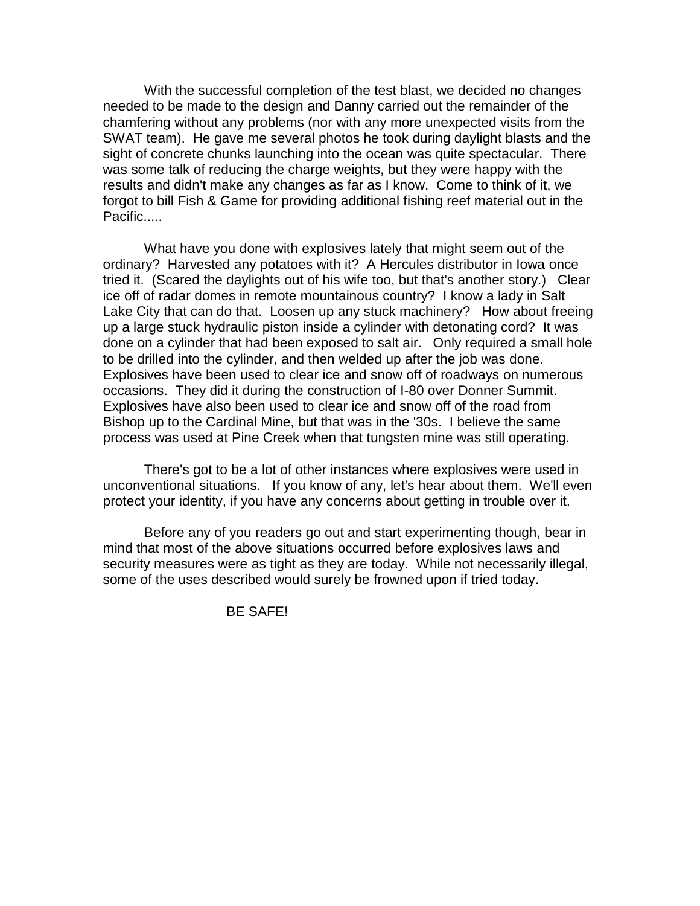With the successful completion of the test blast, we decided no changes needed to be made to the design and Danny carried out the remainder of the chamfering without any problems (nor with any more unexpected visits from the SWAT team). He gave me several photos he took during daylight blasts and the sight of concrete chunks launching into the ocean was quite spectacular. There was some talk of reducing the charge weights, but they were happy with the results and didn't make any changes as far as I know. Come to think of it, we forgot to bill Fish & Game for providing additional fishing reef material out in the Pacific.....

What have you done with explosives lately that might seem out of the ordinary? Harvested any potatoes with it? A Hercules distributor in Iowa once tried it. (Scared the daylights out of his wife too, but that's another story.) Clear ice off of radar domes in remote mountainous country? I know a lady in Salt Lake City that can do that. Loosen up any stuck machinery? How about freeing up a large stuck hydraulic piston inside a cylinder with detonating cord? It was done on a cylinder that had been exposed to salt air. Only required a small hole to be drilled into the cylinder, and then welded up after the job was done. Explosives have been used to clear ice and snow off of roadways on numerous occasions. They did it during the construction of I-80 over Donner Summit. Explosives have also been used to clear ice and snow off of the road from Bishop up to the Cardinal Mine, but that was in the '30s. I believe the same process was used at Pine Creek when that tungsten mine was still operating.

There's got to be a lot of other instances where explosives were used in unconventional situations. If you know of any, let's hear about them. We'll even protect your identity, if you have any concerns about getting in trouble over it.

Before any of you readers go out and start experimenting though, bear in mind that most of the above situations occurred before explosives laws and security measures were as tight as they are today. While not necessarily illegal, some of the uses described would surely be frowned upon if tried today.

BE SAFE!